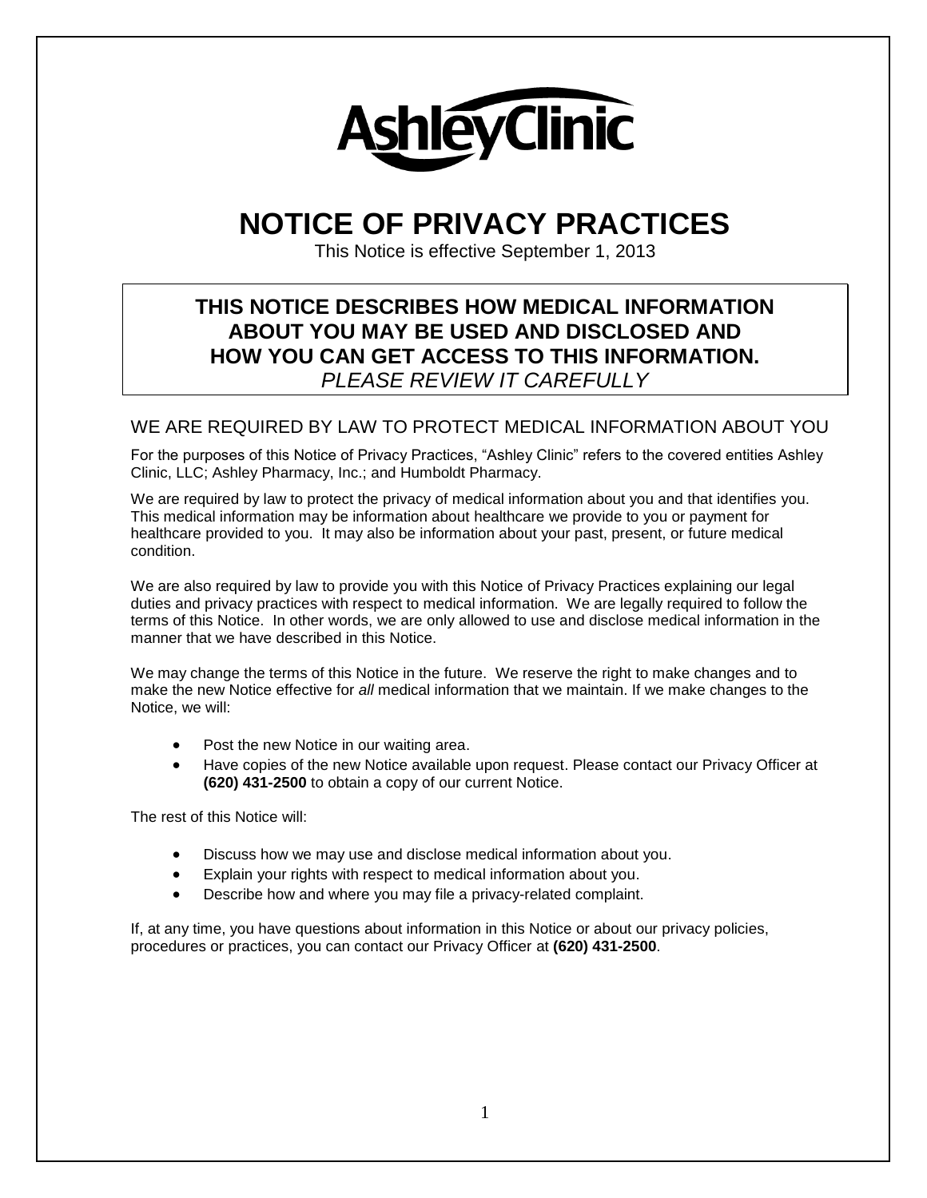AshleyClinic

# NOTICE OF PRIVACY PRACTICES

This Notice is effective September 1, 2013

**THIS NOTICE DESCRIBES HOW MEDICAL INFORMATION ABOUT YOU MAY BE USED AND DISCLOSED AND HOW YOU CAN GET ACCESS TO THIS INFORMATION.**
*PLEASE REVIEW IT CAREFULLY*

## WE ARE REQUIRED BY LAW TO PROTECT MEDICAL INFORMATION ABOUT YOU

For the purposes of this Notice of Privacy Practices, "Ashley Clinic" refers to the covered entities Ashley Clinic, LLC; Ashley Pharmacy, Inc.; and Humboldt Pharmacy.

We are required by law to protect the privacy of medical information about you and that identifies you. This medical information may be information about healthcare we provide to you or payment for healthcare provided to you. It may also be information about your past, present, or future medical condition.

We are also required by law to provide you with this Notice of Privacy Practices explaining our legal duties and privacy practices with respect to medical information. We are legally required to follow the terms of this Notice. In other words, we are only allowed to use and disclose medical information in the manner that we have described in this Notice.

We may change the terms of this Notice in the future. We reserve the right to make changes and to make the new Notice effective for *all* medical information that we maintain. If we make changes to the Notice, we will:

- Post the new Notice in our waiting area.
- Have copies of the new Notice available upon request. Please contact our Privacy Officer at **(620) 431-2500** to obtain a copy of our current Notice.

The rest of this Notice will:

- Discuss how we may use and disclose medical information about you.
- Explain your rights with respect to medical information about you.
- Describe how and where you may file a privacy-related complaint.

If, at any time, you have questions about information in this Notice or about our privacy policies, procedures or practices, you can contact our Privacy Officer at **(620) 431-2500**.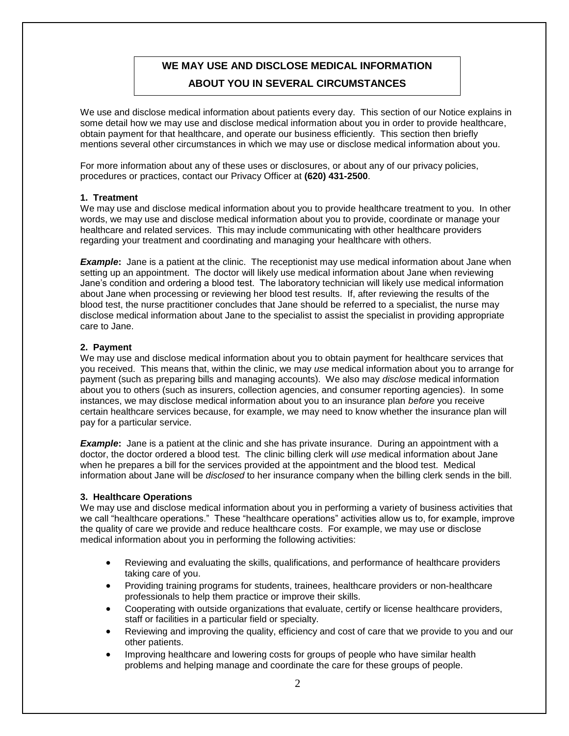## WE MAY USE AND DISCLOSE MEDICAL INFORMATION ABOUT YOU IN SEVERAL CIRCUMSTANCES

We use and disclose medical information about patients every day. This section of our Notice explains in some detail how we may use and disclose medical information about you in order to provide healthcare, obtain payment for that healthcare, and operate our business efficiently. This section then briefly mentions several other circumstances in which we may use or disclose medical information about you.

For more information about any of these uses or disclosures, or about any of our privacy policies, procedures or practices, contact our Privacy Officer at **(620) 431-2500**.

### 1. Treatment

We may use and disclose medical information about you to provide healthcare treatment to you. In other words, we may use and disclose medical information about you to provide, coordinate or manage your healthcare and related services. This may include communicating with other healthcare providers regarding your treatment and coordinating and managing your healthcare with others.

***Example*:** Jane is a patient at the clinic. The receptionist may use medical information about Jane when setting up an appointment. The doctor will likely use medical information about Jane when reviewing Jane's condition and ordering a blood test. The laboratory technician will likely use medical information about Jane when processing or reviewing her blood test results. If, after reviewing the results of the blood test, the nurse practitioner concludes that Jane should be referred to a specialist, the nurse may disclose medical information about Jane to the specialist to assist the specialist in providing appropriate care to Jane.

### 2. Payment

We may use and disclose medical information about you to obtain payment for healthcare services that you received. This means that, within the clinic, we may *use* medical information about you to arrange for payment (such as preparing bills and managing accounts). We also may *disclose* medical information about you to others (such as insurers, collection agencies, and consumer reporting agencies). In some instances, we may disclose medical information about you to an insurance plan *before* you receive certain healthcare services because, for example, we may need to know whether the insurance plan will pay for a particular service.

***Example*:** Jane is a patient at the clinic and she has private insurance. During an appointment with a doctor, the doctor ordered a blood test. The clinic billing clerk will *use* medical information about Jane when he prepares a bill for the services provided at the appointment and the blood test. Medical information about Jane will be *disclosed* to her insurance company when the billing clerk sends in the bill.

### 3. Healthcare Operations

We may use and disclose medical information about you in performing a variety of business activities that we call "healthcare operations." These "healthcare operations" activities allow us to, for example, improve the quality of care we provide and reduce healthcare costs. For example, we may use or disclose medical information about you in performing the following activities:

- Reviewing and evaluating the skills, qualifications, and performance of healthcare providers taking care of you.
- Providing training programs for students, trainees, healthcare providers or non-healthcare professionals to help them practice or improve their skills.
- Cooperating with outside organizations that evaluate, certify or license healthcare providers, staff or facilities in a particular field or specialty.
- Reviewing and improving the quality, efficiency and cost of care that we provide to you and our other patients.
- Improving healthcare and lowering costs for groups of people who have similar health problems and helping manage and coordinate the care for these groups of people.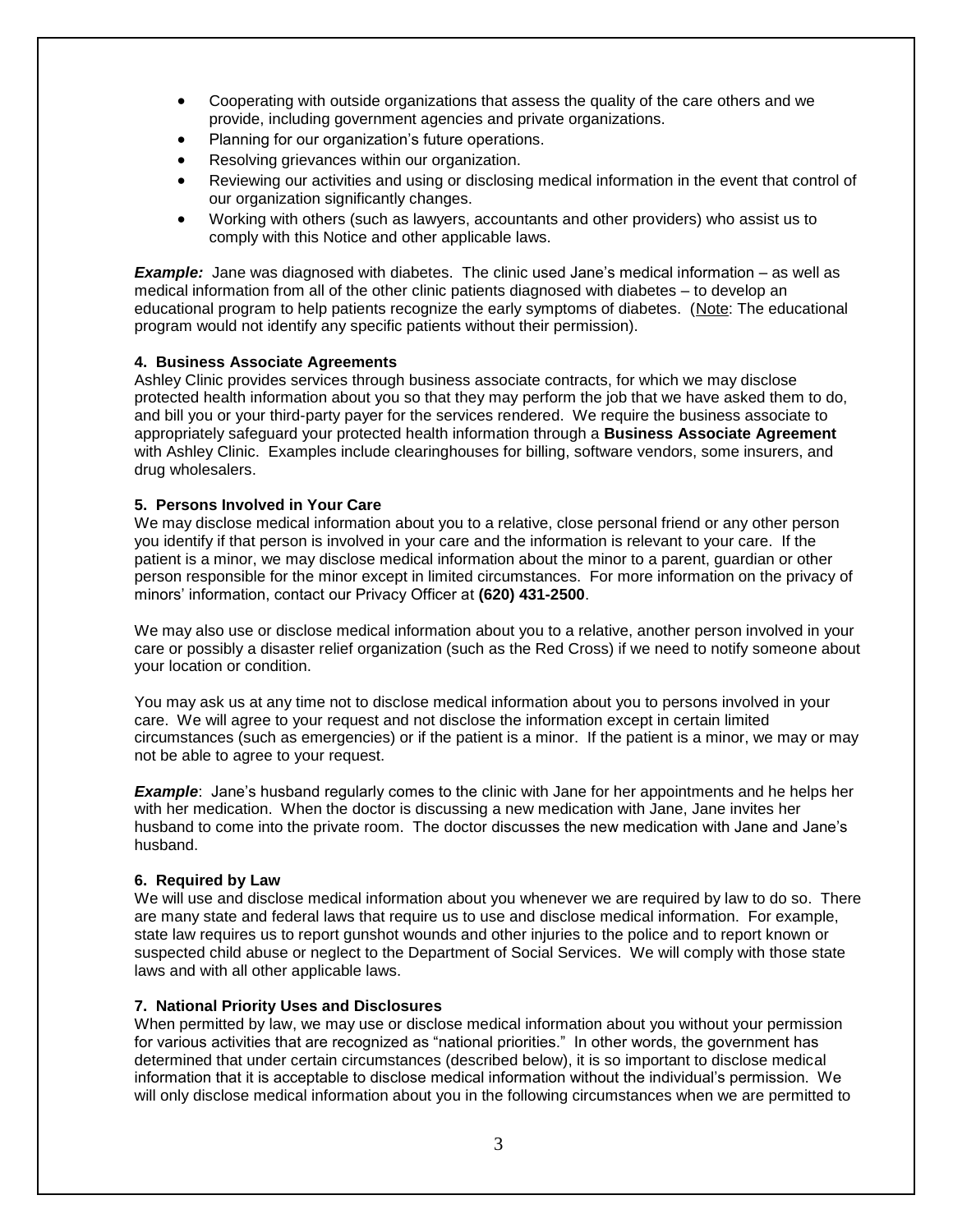- Cooperating with outside organizations that assess the quality of the care others and we provide, including government agencies and private organizations.
- Planning for our organization's future operations.
- Resolving grievances within our organization.
- Reviewing our activities and using or disclosing medical information in the event that control of our organization significantly changes.
- Working with others (such as lawyers, accountants and other providers) who assist us to comply with this Notice and other applicable laws.

***Example:*** Jane was diagnosed with diabetes. The clinic used Jane's medical information – as well as medical information from all of the other clinic patients diagnosed with diabetes – to develop an educational program to help patients recognize the early symptoms of diabetes. (Note: The educational program would not identify any specific patients without their permission).

**4. Business Associate Agreements**

Ashley Clinic provides services through business associate contracts, for which we may disclose protected health information about you so that they may perform the job that we have asked them to do, and bill you or your third-party payer for the services rendered. We require the business associate to appropriately safeguard your protected health information through a **Business Associate Agreement** with Ashley Clinic. Examples include clearinghouses for billing, software vendors, some insurers, and drug wholesalers.

**5. Persons Involved in Your Care**

We may disclose medical information about you to a relative, close personal friend or any other person you identify if that person is involved in your care and the information is relevant to your care. If the patient is a minor, we may disclose medical information about the minor to a parent, guardian or other person responsible for the minor except in limited circumstances. For more information on the privacy of minors' information, contact our Privacy Officer at **(620) 431-2500**.

We may also use or disclose medical information about you to a relative, another person involved in your care or possibly a disaster relief organization (such as the Red Cross) if we need to notify someone about your location or condition.

You may ask us at any time not to disclose medical information about you to persons involved in your care. We will agree to your request and not disclose the information except in certain limited circumstances (such as emergencies) or if the patient is a minor. If the patient is a minor, we may or may not be able to agree to your request.

***Example***: Jane's husband regularly comes to the clinic with Jane for her appointments and he helps her with her medication. When the doctor is discussing a new medication with Jane, Jane invites her husband to come into the private room. The doctor discusses the new medication with Jane and Jane's husband.

**6. Required by Law**

We will use and disclose medical information about you whenever we are required by law to do so. There are many state and federal laws that require us to use and disclose medical information. For example, state law requires us to report gunshot wounds and other injuries to the police and to report known or suspected child abuse or neglect to the Department of Social Services. We will comply with those state laws and with all other applicable laws.

**7. National Priority Uses and Disclosures**

When permitted by law, we may use or disclose medical information about you without your permission for various activities that are recognized as "national priorities." In other words, the government has determined that under certain circumstances (described below), it is so important to disclose medical information that it is acceptable to disclose medical information without the individual's permission. We will only disclose medical information about you in the following circumstances when we are permitted to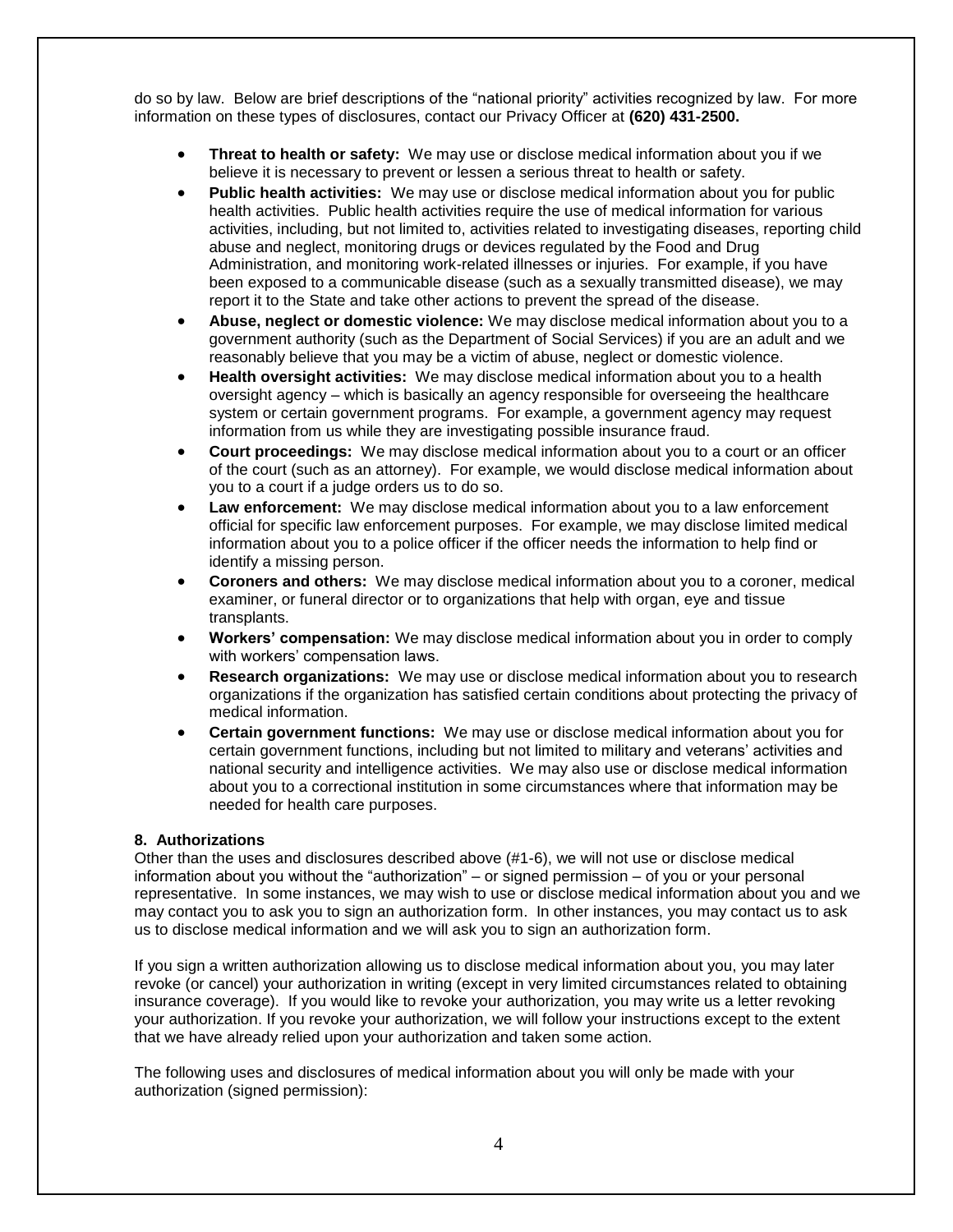do so by law. Below are brief descriptions of the "national priority" activities recognized by law. For more information on these types of disclosures, contact our Privacy Officer at **(620) 431-2500.**

- **Threat to health or safety:** We may use or disclose medical information about you if we believe it is necessary to prevent or lessen a serious threat to health or safety.
- **Public health activities:** We may use or disclose medical information about you for public health activities. Public health activities require the use of medical information for various activities, including, but not limited to, activities related to investigating diseases, reporting child abuse and neglect, monitoring drugs or devices regulated by the Food and Drug Administration, and monitoring work-related illnesses or injuries. For example, if you have been exposed to a communicable disease (such as a sexually transmitted disease), we may report it to the State and take other actions to prevent the spread of the disease.
- **Abuse, neglect or domestic violence:** We may disclose medical information about you to a government authority (such as the Department of Social Services) if you are an adult and we reasonably believe that you may be a victim of abuse, neglect or domestic violence.
- **Health oversight activities:** We may disclose medical information about you to a health oversight agency – which is basically an agency responsible for overseeing the healthcare system or certain government programs. For example, a government agency may request information from us while they are investigating possible insurance fraud.
- **Court proceedings:** We may disclose medical information about you to a court or an officer of the court (such as an attorney). For example, we would disclose medical information about you to a court if a judge orders us to do so.
- **Law enforcement:** We may disclose medical information about you to a law enforcement official for specific law enforcement purposes. For example, we may disclose limited medical information about you to a police officer if the officer needs the information to help find or identify a missing person.
- **Coroners and others:** We may disclose medical information about you to a coroner, medical examiner, or funeral director or to organizations that help with organ, eye and tissue transplants.
- **Workers' compensation:** We may disclose medical information about you in order to comply with workers' compensation laws.
- **Research organizations:** We may use or disclose medical information about you to research organizations if the organization has satisfied certain conditions about protecting the privacy of medical information.
- **Certain government functions:** We may use or disclose medical information about you for certain government functions, including but not limited to military and veterans' activities and national security and intelligence activities. We may also use or disclose medical information about you to a correctional institution in some circumstances where that information may be needed for health care purposes.

**8. Authorizations**

Other than the uses and disclosures described above (#1-6), we will not use or disclose medical information about you without the "authorization" – or signed permission – of you or your personal representative. In some instances, we may wish to use or disclose medical information about you and we may contact you to ask you to sign an authorization form. In other instances, you may contact us to ask us to disclose medical information and we will ask you to sign an authorization form.

If you sign a written authorization allowing us to disclose medical information about you, you may later revoke (or cancel) your authorization in writing (except in very limited circumstances related to obtaining insurance coverage). If you would like to revoke your authorization, you may write us a letter revoking your authorization. If you revoke your authorization, we will follow your instructions except to the extent that we have already relied upon your authorization and taken some action.

The following uses and disclosures of medical information about you will only be made with your authorization (signed permission):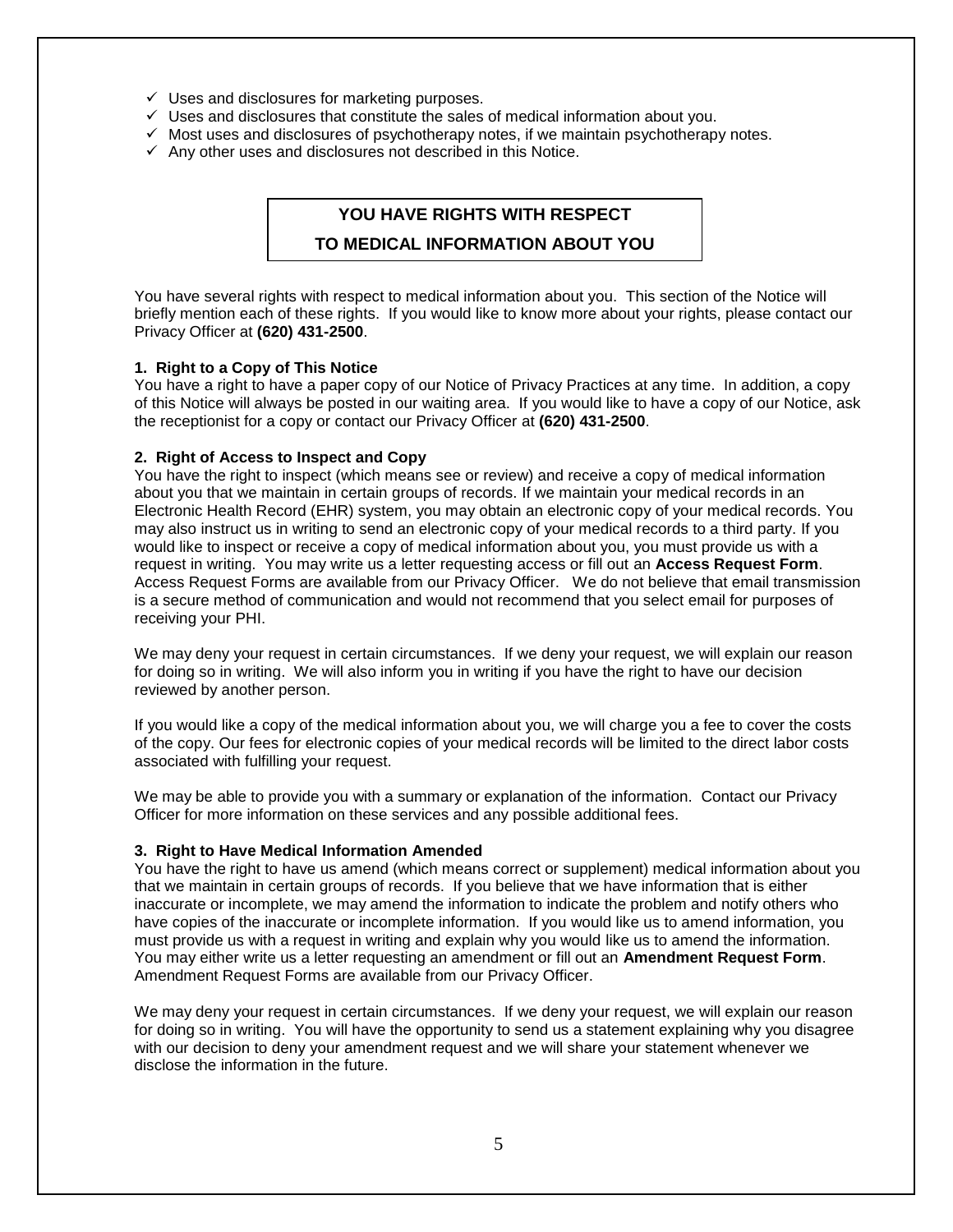- ✓ Uses and disclosures for marketing purposes.
- ✓ Uses and disclosures that constitute the sales of medical information about you.
- ✓ Most uses and disclosures of psychotherapy notes, if we maintain psychotherapy notes.
- ✓ Any other uses and disclosures not described in this Notice.

## YOU HAVE RIGHTS WITH RESPECT TO MEDICAL INFORMATION ABOUT YOU

You have several rights with respect to medical information about you. This section of the Notice will briefly mention each of these rights. If you would like to know more about your rights, please contact our Privacy Officer at **(620) 431-2500**.

**1. Right to a Copy of This Notice**
You have a right to have a paper copy of our Notice of Privacy Practices at any time. In addition, a copy of this Notice will always be posted in our waiting area. If you would like to have a copy of our Notice, ask the receptionist for a copy or contact our Privacy Officer at **(620) 431-2500**.

**2. Right of Access to Inspect and Copy**
You have the right to inspect (which means see or review) and receive a copy of medical information about you that we maintain in certain groups of records. If we maintain your medical records in an Electronic Health Record (EHR) system, you may obtain an electronic copy of your medical records. You may also instruct us in writing to send an electronic copy of your medical records to a third party. If you would like to inspect or receive a copy of medical information about you, you must provide us with a request in writing. You may write us a letter requesting access or fill out an **Access Request Form**. Access Request Forms are available from our Privacy Officer. We do not believe that email transmission is a secure method of communication and would not recommend that you select email for purposes of receiving your PHI.

We may deny your request in certain circumstances. If we deny your request, we will explain our reason for doing so in writing. We will also inform you in writing if you have the right to have our decision reviewed by another person.

If you would like a copy of the medical information about you, we will charge you a fee to cover the costs of the copy. Our fees for electronic copies of your medical records will be limited to the direct labor costs associated with fulfilling your request.

We may be able to provide you with a summary or explanation of the information. Contact our Privacy Officer for more information on these services and any possible additional fees.

**3. Right to Have Medical Information Amended**
You have the right to have us amend (which means correct or supplement) medical information about you that we maintain in certain groups of records. If you believe that we have information that is either inaccurate or incomplete, we may amend the information to indicate the problem and notify others who have copies of the inaccurate or incomplete information. If you would like us to amend information, you must provide us with a request in writing and explain why you would like us to amend the information. You may either write us a letter requesting an amendment or fill out an **Amendment Request Form**. Amendment Request Forms are available from our Privacy Officer.

We may deny your request in certain circumstances. If we deny your request, we will explain our reason for doing so in writing. You will have the opportunity to send us a statement explaining why you disagree with our decision to deny your amendment request and we will share your statement whenever we disclose the information in the future.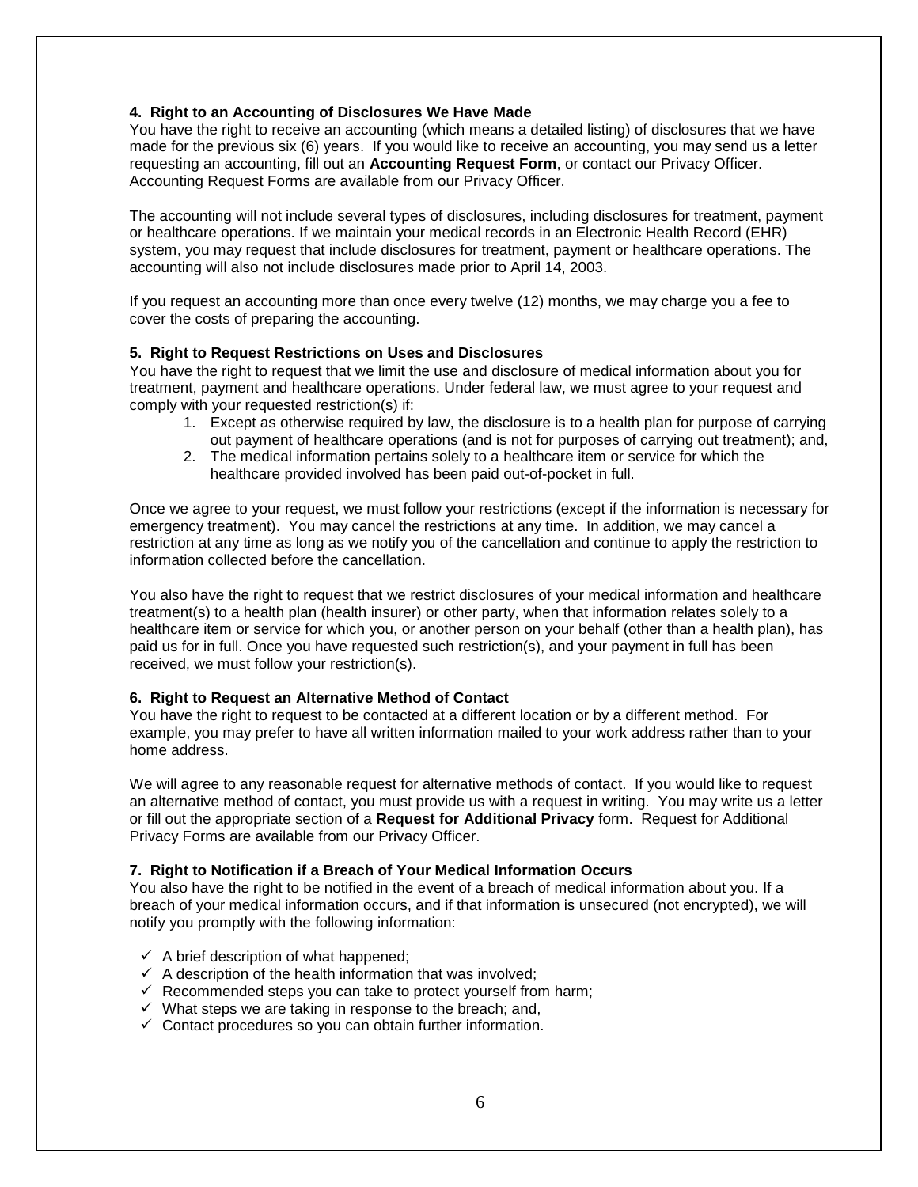**4. Right to an Accounting of Disclosures We Have Made**

You have the right to receive an accounting (which means a detailed listing) of disclosures that we have made for the previous six (6) years. If you would like to receive an accounting, you may send us a letter requesting an accounting, fill out an **Accounting Request Form**, or contact our Privacy Officer. Accounting Request Forms are available from our Privacy Officer.

The accounting will not include several types of disclosures, including disclosures for treatment, payment or healthcare operations. If we maintain your medical records in an Electronic Health Record (EHR) system, you may request that include disclosures for treatment, payment or healthcare operations. The accounting will also not include disclosures made prior to April 14, 2003.

If you request an accounting more than once every twelve (12) months, we may charge you a fee to cover the costs of preparing the accounting.

**5. Right to Request Restrictions on Uses and Disclosures**

You have the right to request that we limit the use and disclosure of medical information about you for treatment, payment and healthcare operations. Under federal law, we must agree to your request and comply with your requested restriction(s) if:

1. Except as otherwise required by law, the disclosure is to a health plan for purpose of carrying out payment of healthcare operations (and is not for purposes of carrying out treatment); and,
2. The medical information pertains solely to a healthcare item or service for which the healthcare provided involved has been paid out-of-pocket in full.

Once we agree to your request, we must follow your restrictions (except if the information is necessary for emergency treatment). You may cancel the restrictions at any time. In addition, we may cancel a restriction at any time as long as we notify you of the cancellation and continue to apply the restriction to information collected before the cancellation.

You also have the right to request that we restrict disclosures of your medical information and healthcare treatment(s) to a health plan (health insurer) or other party, when that information relates solely to a healthcare item or service for which you, or another person on your behalf (other than a health plan), has paid us for in full. Once you have requested such restriction(s), and your payment in full has been received, we must follow your restriction(s).

**6. Right to Request an Alternative Method of Contact**

You have the right to request to be contacted at a different location or by a different method. For example, you may prefer to have all written information mailed to your work address rather than to your home address.

We will agree to any reasonable request for alternative methods of contact. If you would like to request an alternative method of contact, you must provide us with a request in writing. You may write us a letter or fill out the appropriate section of a **Request for Additional Privacy** form. Request for Additional Privacy Forms are available from our Privacy Officer.

**7. Right to Notification if a Breach of Your Medical Information Occurs**

You also have the right to be notified in the event of a breach of medical information about you. If a breach of your medical information occurs, and if that information is unsecured (not encrypted), we will notify you promptly with the following information:

- ✓ A brief description of what happened;
- ✓ A description of the health information that was involved;
- ✓ Recommended steps you can take to protect yourself from harm;
- ✓ What steps we are taking in response to the breach; and,
- ✓ Contact procedures so you can obtain further information.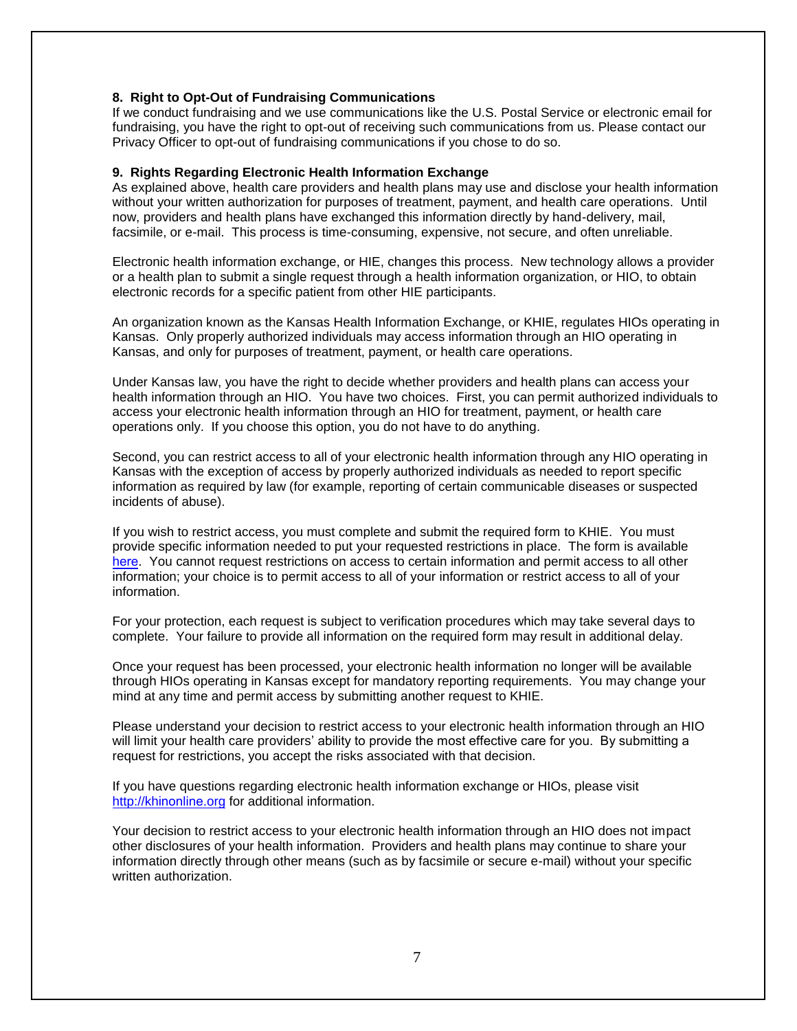**8. Right to Opt-Out of Fundraising Communications**

If we conduct fundraising and we use communications like the U.S. Postal Service or electronic email for fundraising, you have the right to opt-out of receiving such communications from us. Please contact our Privacy Officer to opt-out of fundraising communications if you chose to do so.

**9. Rights Regarding Electronic Health Information Exchange**

As explained above, health care providers and health plans may use and disclose your health information without your written authorization for purposes of treatment, payment, and health care operations. Until now, providers and health plans have exchanged this information directly by hand-delivery, mail, facsimile, or e-mail. This process is time-consuming, expensive, not secure, and often unreliable.

Electronic health information exchange, or HIE, changes this process. New technology allows a provider or a health plan to submit a single request through a health information organization, or HIO, to obtain electronic records for a specific patient from other HIE participants.

An organization known as the Kansas Health Information Exchange, or KHIE, regulates HIOs operating in Kansas. Only properly authorized individuals may access information through an HIO operating in Kansas, and only for purposes of treatment, payment, or health care operations.

Under Kansas law, you have the right to decide whether providers and health plans can access your health information through an HIO. You have two choices. First, you can permit authorized individuals to access your electronic health information through an HIO for treatment, payment, or health care operations only. If you choose this option, you do not have to do anything.

Second, you can restrict access to all of your electronic health information through any HIO operating in Kansas with the exception of access by properly authorized individuals as needed to report specific information as required by law (for example, reporting of certain communicable diseases or suspected incidents of abuse).

If you wish to restrict access, you must complete and submit the required form to KHIE. You must provide specific information needed to put your requested restrictions in place. The form is available here. You cannot request restrictions on access to certain information and permit access to all other information; your choice is to permit access to all of your information or restrict access to all of your information.

For your protection, each request is subject to verification procedures which may take several days to complete. Your failure to provide all information on the required form may result in additional delay.

Once your request has been processed, your electronic health information no longer will be available through HIOs operating in Kansas except for mandatory reporting requirements. You may change your mind at any time and permit access by submitting another request to KHIE.

Please understand your decision to restrict access to your electronic health information through an HIO will limit your health care providers' ability to provide the most effective care for you. By submitting a request for restrictions, you accept the risks associated with that decision.

If you have questions regarding electronic health information exchange or HIOs, please visit http://khinonline.org for additional information.

Your decision to restrict access to your electronic health information through an HIO does not impact other disclosures of your health information. Providers and health plans may continue to share your information directly through other means (such as by facsimile or secure e-mail) without your specific written authorization.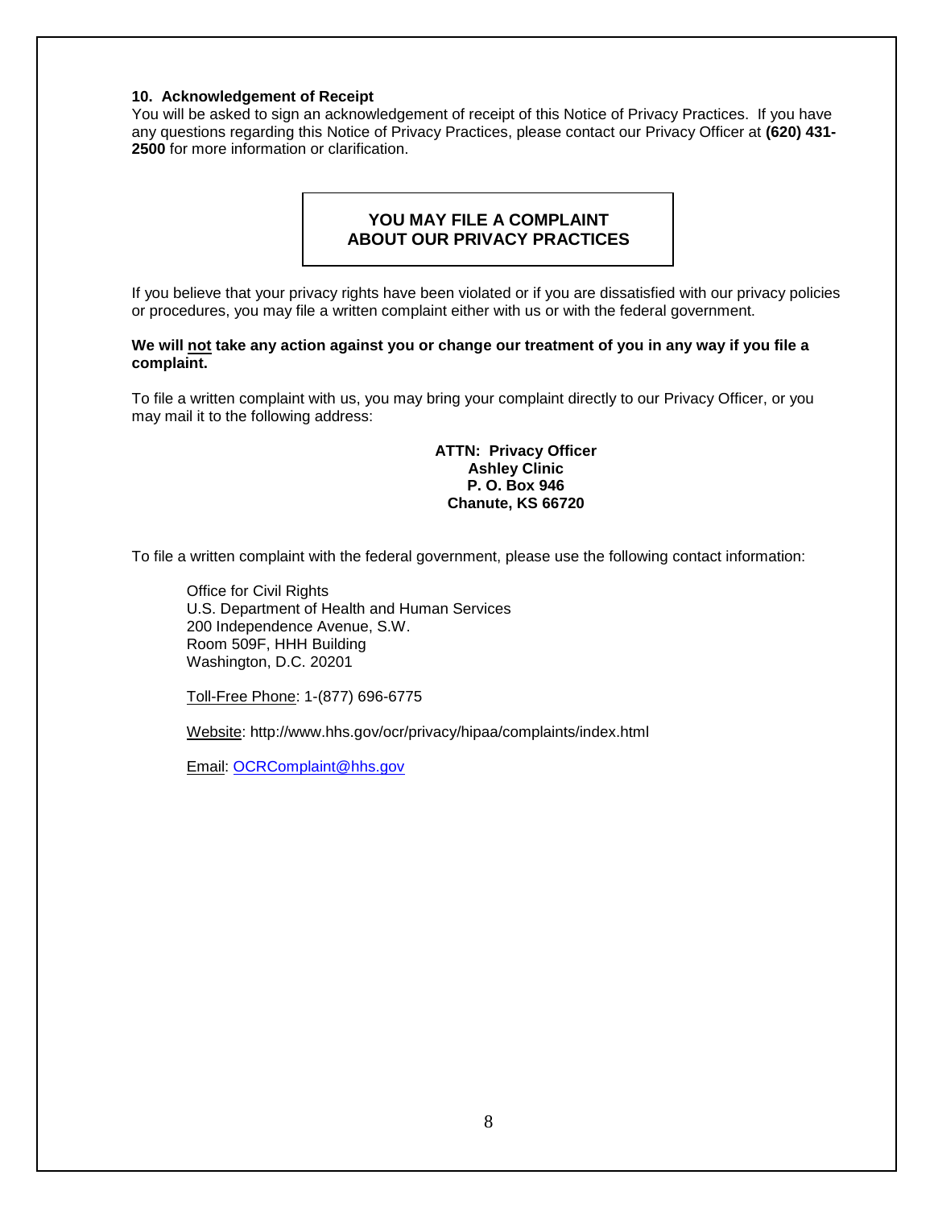**10. Acknowledgement of Receipt**

You will be asked to sign an acknowledgement of receipt of this Notice of Privacy Practices. If you have any questions regarding this Notice of Privacy Practices, please contact our Privacy Officer at **(620) 431-2500** for more information or clarification.

## YOU MAY FILE A COMPLAINT ABOUT OUR PRIVACY PRACTICES

If you believe that your privacy rights have been violated or if you are dissatisfied with our privacy policies or procedures, you may file a written complaint either with us or with the federal government.

**We will <u>not</u> take any action against you or change our treatment of you in any way if you file a complaint.**

To file a written complaint with us, you may bring your complaint directly to our Privacy Officer, or you may mail it to the following address:

**ATTN: Privacy Officer**
**Ashley Clinic**
**P. O. Box 946**
**Chanute, KS 66720**

To file a written complaint with the federal government, please use the following contact information:

Office for Civil Rights
U.S. Department of Health and Human Services
200 Independence Avenue, S.W.
Room 509F, HHH Building
Washington, D.C. 20201

<u>Toll-Free Phone</u>: 1-(877) 696-6775

<u>Website</u>: http://www.hhs.gov/ocr/privacy/hipaa/complaints/index.html

<u>Email</u>: OCRComplaint@hhs.gov